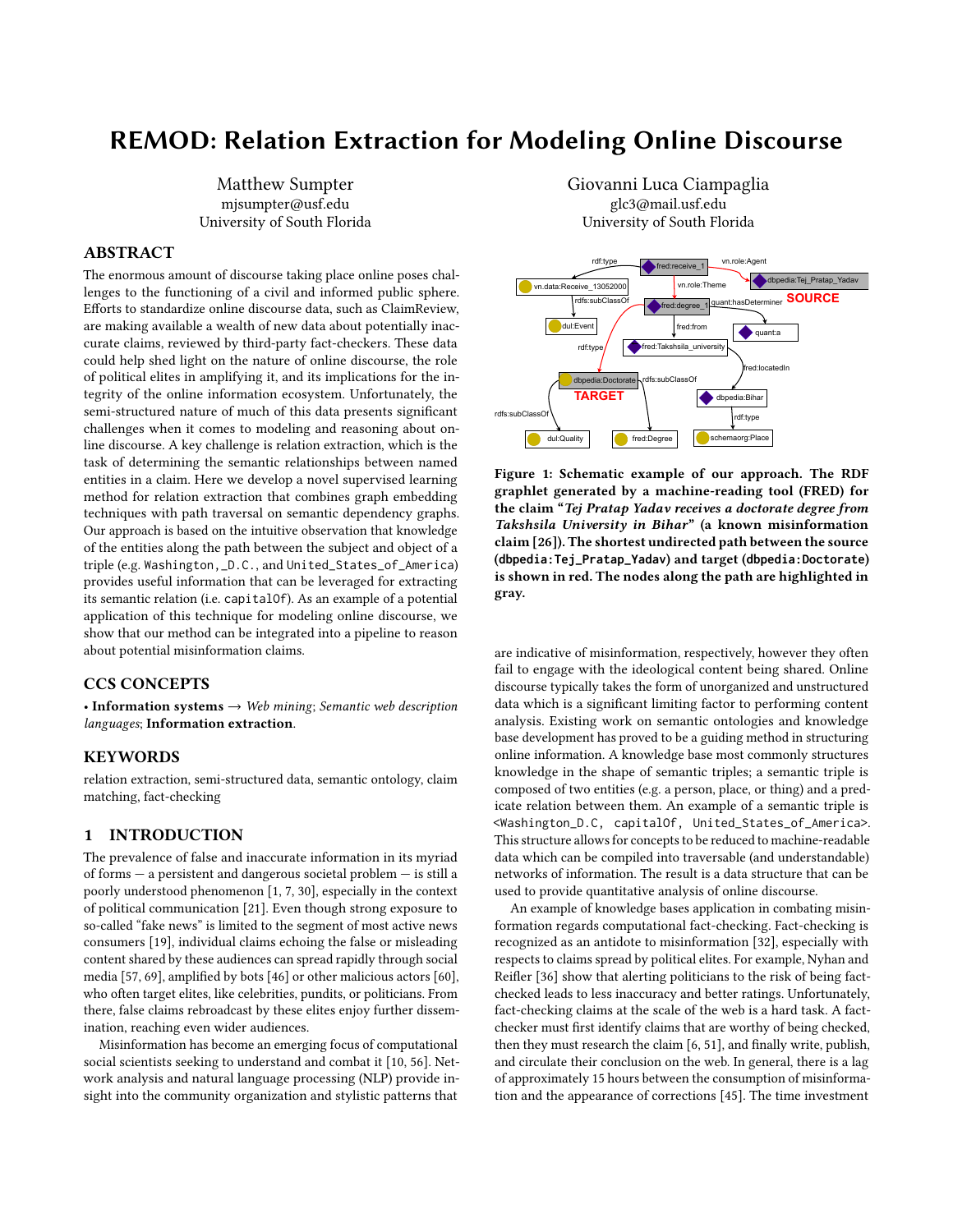# REMOD: Relation Extraction for Modeling Online Discourse

Matthew Sumpter
mjsumpter@usf.edu
University of South Florida

Giovanni Luca Ciampaglia
glc3@mail.usf.edu
University of South Florida

## ABSTRACT

The enormous amount of discourse taking place online poses challenges to the functioning of a civil and informed public sphere. Efforts to standardize online discourse data, such as ClaimReview, are making available a wealth of new data about potentially inaccurate claims, reviewed by third-party fact-checkers. These data could help shed light on the nature of online discourse, the role of political elites in amplifying it, and its implications for the integrity of the online information ecosystem. Unfortunately, the semi-structured nature of much of this data presents significant challenges when it comes to modeling and reasoning about online discourse. A key challenge is relation extraction, which is the task of determining the semantic relationships between named entities in a claim. Here we develop a novel supervised learning method for relation extraction that combines graph embedding techniques with path traversal on semantic dependency graphs. Our approach is based on the intuitive observation that knowledge of the entities along the path between the subject and object of a triple (e.g. `Washington,_D.C.`, and `United_States_of_America`) provides useful information that can be leveraged for extracting its semantic relation (i.e. `capitalOf`). As an example of a potential application of this technique for modeling online discourse, we show that our method can be integrated into a pipeline to reason about potential misinformation claims.

## CCS CONCEPTS

• **Information systems** → *Web mining*; *Semantic web description languages*; **Information extraction**.

## KEYWORDS

relation extraction, semi-structured data, semantic ontology, claim matching, fact-checking

## 1 INTRODUCTION

The prevalence of false and inaccurate information in its myriad of forms — a persistent and dangerous societal problem — is still a poorly understood phenomenon [1, 7, 30], especially in the context of political communication [21]. Even though strong exposure to so-called "fake news" is limited to the segment of most active news consumers [19], individual claims echoing the false or misleading content shared by these audiences can spread rapidly through social media [57, 69], amplified by bots [46] or other malicious actors [60], who often target elites, like celebrities, pundits, or politicians. From there, false claims rebroadcast by these elites enjoy further dissemination, reaching even wider audiences.

Misinformation has become an emerging focus of computational social scientists seeking to understand and combat it [10, 56]. Network analysis and natural language processing (NLP) provide insight into the community organization and stylistic patterns that are indicative of misinformation, respectively, however they often fail to engage with the ideological content being shared. Online discourse typically takes the form of unorganized and unstructured data which is a significant limiting factor to performing content analysis. Existing work on semantic ontologies and knowledge base development has proved to be a guiding method in structuring online information. A knowledge base most commonly structures knowledge in the shape of semantic triples; a semantic triple is composed of two entities (e.g. a person, place, or thing) and a predicate relation between them. An example of a semantic triple is `<Washington_D.C, capitalOf, United_States_of_America>`. This structure allows for concepts to be reduced to machine-readable data which can be compiled into traversable (and understandable) networks of information. The result is a data structure that can be used to provide quantitative analysis of online discourse.

An example of knowledge bases application in combating misinformation regards computational fact-checking. Fact-checking is recognized as an antidote to misinformation [32], especially with respects to claims spread by political elites. For example, Nyhan and Reifler [36] show that alerting politicians to the risk of being fact-checked leads to less inaccuracy and better ratings. Unfortunately, fact-checking claims at the scale of the web is a hard task. A fact-checker must first identify claims that are worthy of being checked, then they must research the claim [6, 51], and finally write, publish, and circulate their conclusion on the web. In general, there is a lag of approximately 15 hours between the consumption of misinformation and the appearance of corrections [45]. The time investment

**Figure 1: Schematic example of our approach. The RDF graphlet generated by a machine-reading tool (FRED) for the claim "*Tej Pratap Yadav receives a doctorate degree from Takshsila University in Bihar*" (a known misinformation claim [26]). The shortest undirected path between the source (`dbpedia:Tej_Pratap_Yadav`) and target (`dbpedia:Doctorate`) is shown in red. The nodes along the path are highlighted in gray.**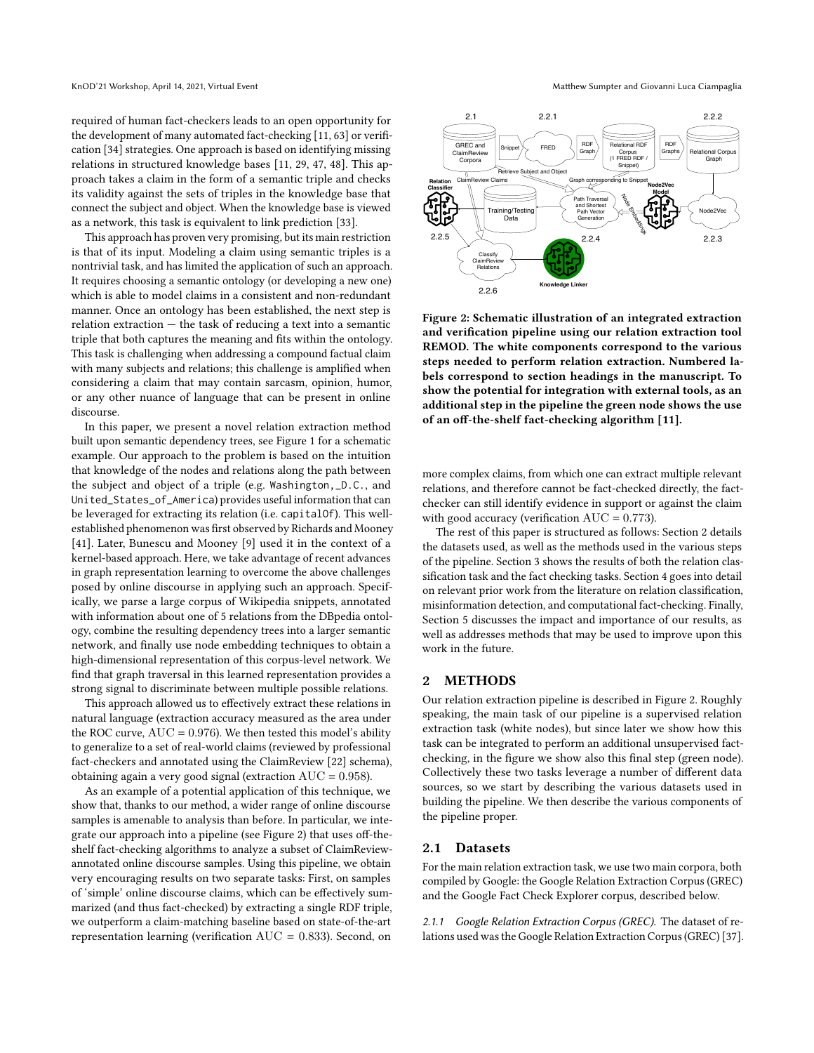required of human fact-checkers leads to an open opportunity for the development of many automated fact-checking [11, 63] or verification [34] strategies. One approach is based on identifying missing relations in structured knowledge bases [11, 29, 47, 48]. This approach takes a claim in the form of a semantic triple and checks its validity against the sets of triples in the knowledge base that connect the subject and object. When the knowledge base is viewed as a network, this task is equivalent to link prediction [33].

This approach has proven very promising, but its main restriction is that of its input. Modeling a claim using semantic triples is a nontrivial task, and has limited the application of such an approach. It requires choosing a semantic ontology (or developing a new one) which is able to model claims in a consistent and non-redundant manner. Once an ontology has been established, the next step is relation extraction — the task of reducing a text into a semantic triple that both captures the meaning and fits within the ontology. This task is challenging when addressing a compound factual claim with many subjects and relations; this challenge is amplified when considering a claim that may contain sarcasm, opinion, humor, or any other nuance of language that can be present in online discourse.

In this paper, we present a novel relation extraction method built upon semantic dependency trees, see Figure 1 for a schematic example. Our approach to the problem is based on the intuition that knowledge of the nodes and relations along the path between the subject and object of a triple (e.g. `Washington,_D.C.`, and `United_States_of_America`) provides useful information that can be leveraged for extracting its relation (i.e. `capitalOf`). This well-established phenomenon was first observed by Richards and Mooney [41]. Later, Bunescu and Mooney [9] used it in the context of a kernel-based approach. Here, we take advantage of recent advances in graph representation learning to overcome the above challenges posed by online discourse in applying such an approach. Specifically, we parse a large corpus of Wikipedia snippets, annotated with information about one of 5 relations from the DBpedia ontology, combine the resulting dependency trees into a larger semantic network, and finally use node embedding techniques to obtain a high-dimensional representation of this corpus-level network. We find that graph traversal in this learned representation provides a strong signal to discriminate between multiple possible relations.

This approach allowed us to effectively extract these relations in natural language (extraction accuracy measured as the area under the ROC curve, $\mathrm{AUC} = 0.976$). We then tested this model's ability to generalize to a set of real-world claims (reviewed by professional fact-checkers and annotated using the ClaimReview [22] schema), obtaining again a very good signal (extraction $\mathrm{AUC} = 0.958$).

As an example of a potential application of this technique, we show that, thanks to our method, a wider range of online discourse samples is amenable to analysis than before. In particular, we integrate our approach into a pipeline (see Figure 2) that uses off-the-shelf fact-checking algorithms to analyze a subset of ClaimReview-annotated online discourse samples. Using this pipeline, we obtain very encouraging results on two separate tasks: First, on samples of 'simple' online discourse claims, which can be effectively summarized (and thus fact-checked) by extracting a single RDF triple, we outperform a claim-matching baseline based on state-of-the-art representation learning (verification $\mathrm{AUC} = 0.833$). Second, on more complex claims, from which one can extract multiple relevant relations, and therefore cannot be fact-checked directly, the fact-checker can still identify evidence in support or against the claim with good accuracy (verification $\mathrm{AUC} = 0.773$).

**Figure 2: Schematic illustration of an integrated extraction and verification pipeline using our relation extraction tool REMOD. The white components correspond to the various steps needed to perform relation extraction. Numbered labels correspond to section headings in the manuscript. To show the potential for integration with external tools, as an additional step in the pipeline the green node shows the use of an off-the-shelf fact-checking algorithm [11].**

The rest of this paper is structured as follows: Section 2 details the datasets used, as well as the methods used in the various steps of the pipeline. Section 3 shows the results of both the relation classification task and the fact checking tasks. Section 4 goes into detail on relevant prior work from the literature on relation classification, misinformation detection, and computational fact-checking. Finally, Section 5 discusses the impact and importance of our results, as well as addresses methods that may be used to improve upon this work in the future.

## 2 METHODS

Our relation extraction pipeline is described in Figure 2. Roughly speaking, the main task of our pipeline is a supervised relation extraction task (white nodes), but since later we show how this task can be integrated to perform an additional unsupervised fact-checking, in the figure we show also this final step (green node). Collectively these two tasks leverage a number of different data sources, so we start by describing the various datasets used in building the pipeline. We then describe the various components of the pipeline proper.

### 2.1 Datasets

For the main relation extraction task, we use two main corpora, both compiled by Google: the Google Relation Extraction Corpus (GREC) and the Google Fact Check Explorer corpus, described below.

#### 2.1.1 Google Relation Extraction Corpus (GREC).

The dataset of relations used was the Google Relation Extraction Corpus (GREC) [37].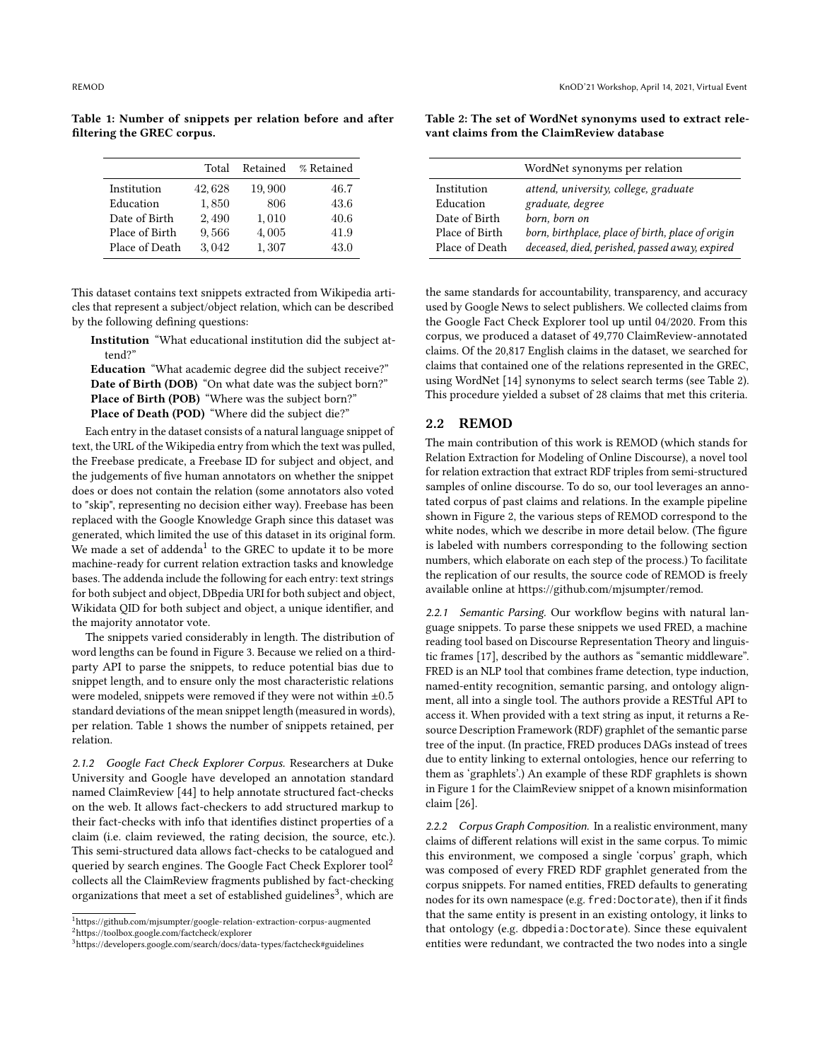Table 1: Number of snippets per relation before and after filtering the GREC corpus.

| | Total | Retained | % Retained |
|---|---|---|---|
| Institution | 42,628 | 19,900 | 46.7 |
| Education | 1,850 | 806 | 43.6 |
| Date of Birth | 2,490 | 1,010 | 40.6 |
| Place of Birth | 9,566 | 4,005 | 41.9 |
| Place of Death | 3,042 | 1,307 | 43.0 |

This dataset contains text snippets extracted from Wikipedia articles that represent a subject/object relation, which can be described by the following defining questions:

**Institution** "What educational institution did the subject attend?"

**Education** "What academic degree did the subject receive?"

**Date of Birth (DOB)** "On what date was the subject born?"

**Place of Birth (POB)** "Where was the subject born?"

**Place of Death (POD)** "Where did the subject die?"

Each entry in the dataset consists of a natural language snippet of text, the URL of the Wikipedia entry from which the text was pulled, the Freebase predicate, a Freebase ID for subject and object, and the judgements of five human annotators on whether the snippet does or does not contain the relation (some annotators also voted to "skip", representing no decision either way). Freebase has been replaced with the Google Knowledge Graph since this dataset was generated, which limited the use of this dataset in its original form. We made a set of addenda[1] to the GREC to update it to be more machine-ready for current relation extraction tasks and knowledge bases. The addenda include the following for each entry: text strings for both subject and object, DBpedia URI for both subject and object, Wikidata QID for both subject and object, a unique identifier, and the majority annotator vote.

The snippets varied considerably in length. The distribution of word lengths can be found in Figure 3. Because we relied on a third-party API to parse the snippets, to reduce potential bias due to snippet length, and to ensure only the most characteristic relations were modeled, snippets were removed if they were not within $\pm 0.5$ standard deviations of the mean snippet length (measured in words), per relation. Table 1 shows the number of snippets retained, per relation.

*2.1.2 Google Fact Check Explorer Corpus.* Researchers at Duke University and Google have developed an annotation standard named ClaimReview [44] to help annotate structured fact-checks on the web. It allows fact-checkers to add structured markup to their fact-checks with info that identifies distinct properties of a claim (i.e. claim reviewed, the rating decision, the source, etc.). This semi-structured data allows fact-checks to be catalogued and queried by search engines. The Google Fact Check Explorer tool[2] collects all the ClaimReview fragments published by fact-checking organizations that meet a set of established guidelines[3], which are the same standards for accountability, transparency, and accuracy used by Google News to select publishers. We collected claims from the Google Fact Check Explorer tool up until 04/2020. From this corpus, we produced a dataset of 49,770 ClaimReview-annotated claims. Of the 20,817 English claims in the dataset, we searched for claims that contained one of the relations represented in the GREC, using WordNet [14] synonyms to select search terms (see Table 2). This procedure yielded a subset of 28 claims that met this criteria.

Table 2: The set of WordNet synonyms used to extract relevant claims from the ClaimReview database

| | WordNet synonyms per relation |
|---|---|
| Institution | *attend, university, college, graduate* |
| Education | *graduate, degree* |
| Date of Birth | *born, born on* |
| Place of Birth | *born, birthplace, place of birth, place of origin* |
| Place of Death | *deceased, died, perished, passed away, expired* |

## 2.2 REMOD

The main contribution of this work is REMOD (which stands for Relation Extraction for Modeling of Online Discourse), a novel tool for relation extraction that extract RDF triples from semi-structured samples of online discourse. To do so, our tool leverages an annotated corpus of past claims and relations. In the example pipeline shown in Figure 2, the various steps of REMOD correspond to the white nodes, which we describe in more detail below. (The figure is labeled with numbers corresponding to the following section numbers, which elaborate on each step of the process.) To facilitate the replication of our results, the source code of REMOD is freely available online at https://github.com/mjsumpter/remod.

*2.2.1 Semantic Parsing.* Our workflow begins with natural language snippets. To parse these snippets we used FRED, a machine reading tool based on Discourse Representation Theory and linguistic frames [17], described by the authors as "semantic middleware". FRED is an NLP tool that combines frame detection, type induction, named-entity recognition, semantic parsing, and ontology alignment, all into a single tool. The authors provide a RESTful API to access it. When provided with a text string as input, it returns a Resource Description Framework (RDF) graphlet of the semantic parse tree of the input. (In practice, FRED produces DAGs instead of trees due to entity linking to external ontologies, hence our referring to them as 'graphlets'.) An example of these RDF graphlets is shown in Figure 1 for the ClaimReview snippet of a known misinformation claim [26].

*2.2.2 Corpus Graph Composition.* In a realistic environment, many claims of different relations will exist in the same corpus. To mimic this environment, we composed a single 'corpus' graph, which was composed of every FRED RDF graphlet generated from the corpus snippets. For named entities, FRED defaults to generating nodes for its own namespace (e.g. `fred:Doctorate`), then if it finds that the same entity is present in an existing ontology, it links to that ontology (e.g. `dbpedia:Doctorate`). Since these equivalent entities were redundant, we contracted the two nodes into a single

[1] https://github.com/mjsumpter/google-relation-extraction-corpus-augmented

[2] https://toolbox.google.com/factcheck/explorer

[3] https://developers.google.com/search/docs/data-types/factcheck#guidelines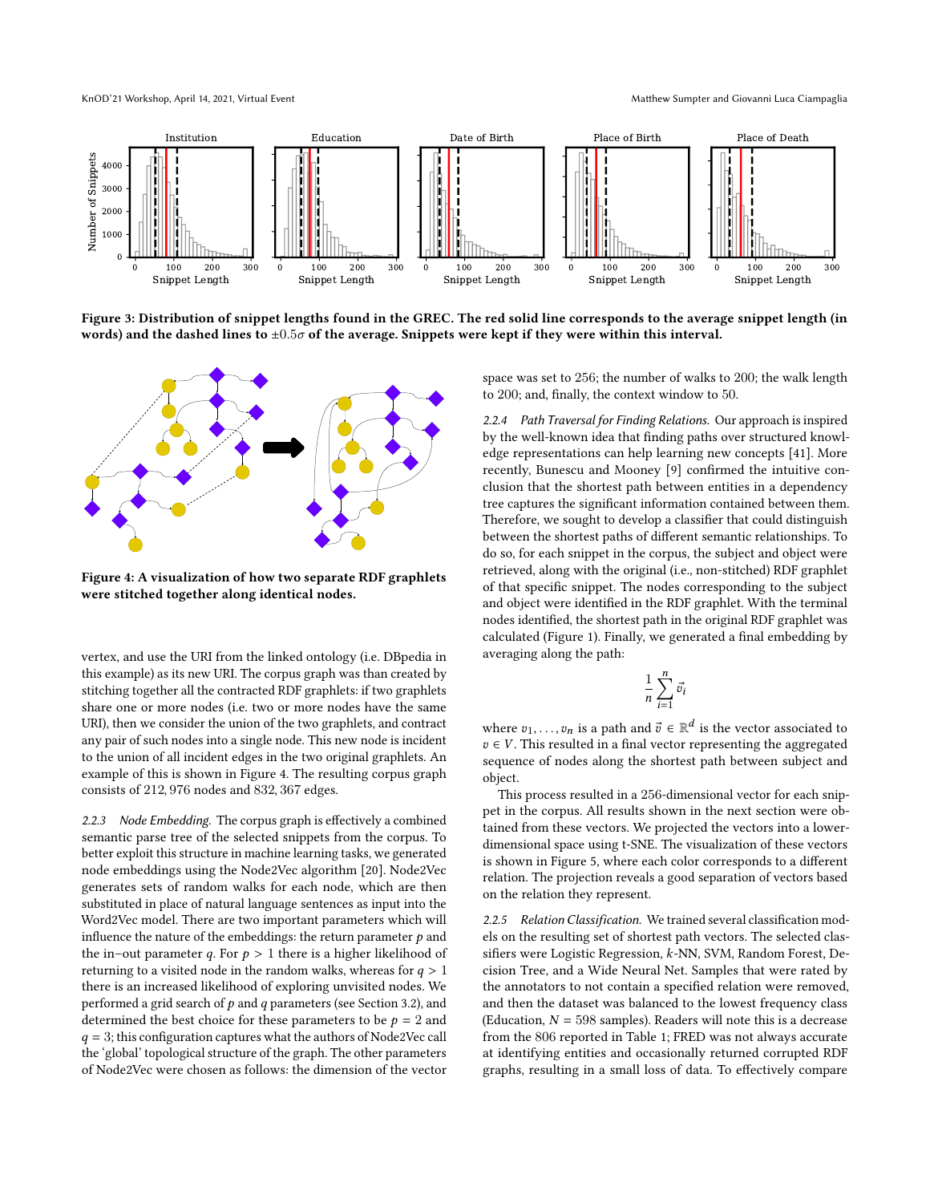Figure 3: Distribution of snippet lengths found in the GREC. The red solid line corresponds to the average snippet length (in words) and the dashed lines to $\pm 0.5\sigma$ of the average. Snippets were kept if they were within this interval.

Figure 4: A visualization of how two separate RDF graphlets were stitched together along identical nodes.

vertex, and use the URI from the linked ontology (i.e. DBpedia in this example) as its new URI. The corpus graph was than created by stitching together all the contracted RDF graphlets: if two graphlets share one or more nodes (i.e. two or more nodes have the same URI), then we consider the union of the two graphlets, and contract any pair of such nodes into a single node. This new node is incident to the union of all incident edges in the two original graphlets. An example of this is shown in Figure 4. The resulting corpus graph consists of 212, 976 nodes and 832, 367 edges.

*2.2.3 Node Embedding.* The corpus graph is effectively a combined semantic parse tree of the selected snippets from the corpus. To better exploit this structure in machine learning tasks, we generated node embeddings using the Node2Vec algorithm [20]. Node2Vec generates sets of random walks for each node, which are then substituted in place of lexical sentences as input into the Word2Vec model. There are two important parameters which will influence the nature of the embeddings: the return parameter $p$ and the in–out parameter $q$. For $p > 1$ there is a higher likelihood of returning to a visited node in the random walks, whereas for $q > 1$ there is an increased likelihood of exploring unvisited nodes. We performed a grid search of $p$ and $q$ parameters (see Section 3.2), and determined the best choice for these parameters to be $p = 2$ and $q = 3$; this configuration captures what the authors of Node2Vec call the 'global' topological structure of the graph. The other parameters of Node2Vec were chosen as follows: the dimension of the vector space was set to 256; the number of walks to 200; the walk length to 200; and, finally, the context window to 50.

*2.2.4 Path Traversal for Finding Relations.* Our approach is inspired by the well-known idea that finding paths over structured knowledge representations can help learning new concepts [41]. More recently, Bunescu and Mooney [9] confirmed the intuitive conclusion that the shortest path between entities in a dependency tree captures the significant information contained between them. Therefore, we sought to develop a classifier that could distinguish between the shortest paths of different semantic relationships. To do so, for each snippet in the corpus, the subject and object were retrieved, along with the original (i.e., non-stitched) RDF graphlet of that specific snippet. The nodes corresponding to the subject and object were identified in the RDF graphlet. With the terminal nodes identified, the shortest path in the original RDF graphlet was calculated (Figure 1). Finally, we generated a final embedding by averaging along the path:

$$\frac{1}{n}\sum_{i=1}^{n}\vec{v}_i$$

where $v_1, \ldots, v_n$ is a path and $\vec{v} \in \mathbb{R}^d$ is the vector associated to $v \in V$. This resulted in a final vector representing the aggregated sequence of nodes along the shortest path between subject and object.

This process resulted in a 256-dimensional vector for each snippet in the corpus. All results shown in the next section were obtained from these vectors. We projected the vectors into a lower-dimensional space using t-SNE. The visualization of these vectors is shown in Figure 5, where each color corresponds to a different relation. The projection reveals a good separation of vectors based on the relation they represent.

*2.2.5 Relation Classification.* We trained several classification models on the resulting set of shortest path vectors. The selected classifiers were Logistic Regression, $k$-NN, SVM, Random Forest, Decision Tree, and a Wide Neural Net. Samples that were rated by the annotators to not contain a specified relation were removed, and then the dataset was balanced to the lowest frequency class (Education, $N = 598$ samples). Readers will note this is a decrease from the 806 reported in Table 1; FRED was not always accurate at identifying entities and occasionally returned corrupted RDF graphs, resulting in a small loss of data. To effectively compare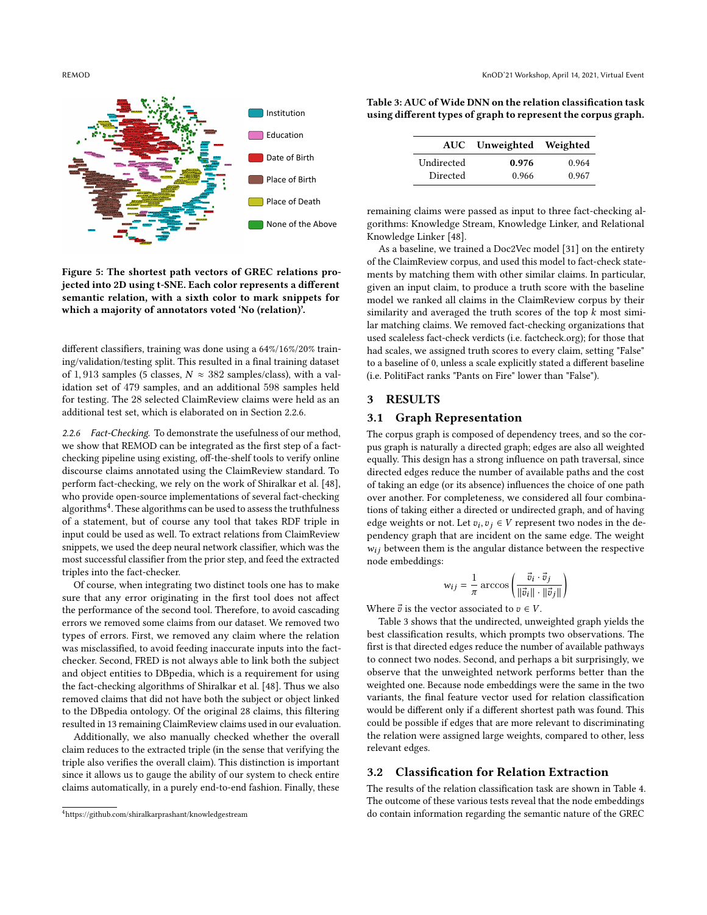Figure 5: The shortest path vectors of GREC relations projected into 2D using t-SNE. Each color represents a different semantic relation, with a sixth color to mark snippets for which a majority of annotators voted 'No (relation)'.

different classifiers, training was done using a 64%/16%/20% training/validation/testing split. This resulted in a final training dataset of 1,913 samples (5 classes, $N \approx 382$ samples/class), with a validation set of 479 samples, and an additional 598 samples held for testing. The 28 selected ClaimReview claims were held as an additional test set, which is elaborated on in Section 2.2.6.

*2.2.6 Fact-Checking.* To demonstrate the usefulness of our method, we show that REMOD can be integrated as the first step of a fact-checking pipeline using existing, off-the-shelf tools to verify online discourse claims annotated using the ClaimReview standard. To perform fact-checking, we rely on the work of Shiralkar et al. [48], who provide open-source implementations of several fact-checking algorithms[4]. These algorithms can be used to assess the truthfulness of a statement, but of course any tool that takes RDF triple in input could be used as well. To extract relations from ClaimReview snippets, we used the deep neural network classifier, which was the most successful classifier from the prior step, and feed the extracted triples into the fact-checker.

Of course, when integrating two distinct tools one has to make sure that any error originating in the first tool does not affect the performance of the second tool. Therefore, to avoid cascading errors we removed some claims from our dataset. We removed two types of errors. First, we removed any claim where the relation was misclassified, to avoid feeding inaccurate inputs into the fact-checker. Second, FRED is not always able to link both the subject and object entities to DBpedia, which is a requirement for using the fact-checking algorithms of Shiralkar et al. [48]. Thus we also removed claims that did not have both the subject or object linked to the DBpedia ontology. Of the original 28 claims, this filtering resulted in 13 remaining ClaimReview claims used in our evaluation.

Additionally, we also manually checked whether the overall claim reduces to the extracted triple (in the sense that verifying the triple also verifies the overall claim). This distinction is important since it allows us to gauge the ability of our system to check entire claims automatically, in a purely end-to-end fashion. Finally, these remaining claims were passed as input to three fact-checking algorithms: Knowledge Stream, Knowledge Linker, and Relational Knowledge Linker [48].

As a baseline, we trained a Doc2Vec model [31] on the entirety of the ClaimReview corpus, and used this model to fact-check statements by matching them with other similar claims. In particular, given an input claim, to produce a truth score with the baseline model we ranked all claims in the ClaimReview corpus by their similarity and averaged the truth scores of the top $k$ most similar matching claims. We removed fact-checking organizations that used scaleless fact-check verdicts (i.e. factcheck.org); for those that had scales, we assigned truth scores to every claim, setting "False" to a baseline of 0, unless a scale explicitly stated a different baseline (i.e. PolitiFact ranks "Pants on Fire" lower than "False").

[4] https://github.com/shiralkarprashant/knowledgestream

**Table 3: AUC of Wide DNN on the relation classification task using different types of graph to represent the corpus graph.**

| AUC | Unweighted | Weighted |
|---|---|---|
| Undirected | **0.976** | 0.964 |
| Directed | 0.966 | 0.967 |

## 3 RESULTS

### 3.1 Graph Representation

The corpus graph is composed of dependency trees, and so the corpus graph is naturally a directed graph; edges are also all weighted equally. This design has a strong influence on path traversal, since directed edges reduce the number of available paths and the cost of taking an edge (or its absence) influences the choice of one path over another. For completeness, we considered all four combinations of taking either a directed or undirected graph, and of having edge weights or not. Let $v_i, v_j \in V$ represent two nodes in the dependency graph that are incident on the same edge. The weight $w_{ij}$ between them is the angular distance between the respective node embeddings:

$$w_{ij} = \frac{1}{\pi} \arccos\left(\frac{\vec{v}_i \cdot \vec{v}_j}{\|\vec{v}_i\| \cdot \|\vec{v}_j\|}\right)$$

Where $\vec{v}$ is the vector associated to $v \in V$.

Table 3 shows that the undirected, unweighted graph yields the best classification results, which prompts two observations. The first is that directed edges reduce the number of available pathways to connect two nodes. Second, and perhaps a bit surprisingly, we observe that the unweighted network performs better than the weighted one. Because node embeddings were the same in the two variants, the final feature vector used for relation classification would be different only if a different shortest path was found. This could be possible if edges that are more relevant to discriminating the relation were assigned large weights, compared to other, less relevant edges.

### 3.2 Classification for Relation Extraction

The results of the relation classification task are shown in Table 4. The outcome of these various tests reveal that the node embeddings do contain information regarding the semantic nature of the GREC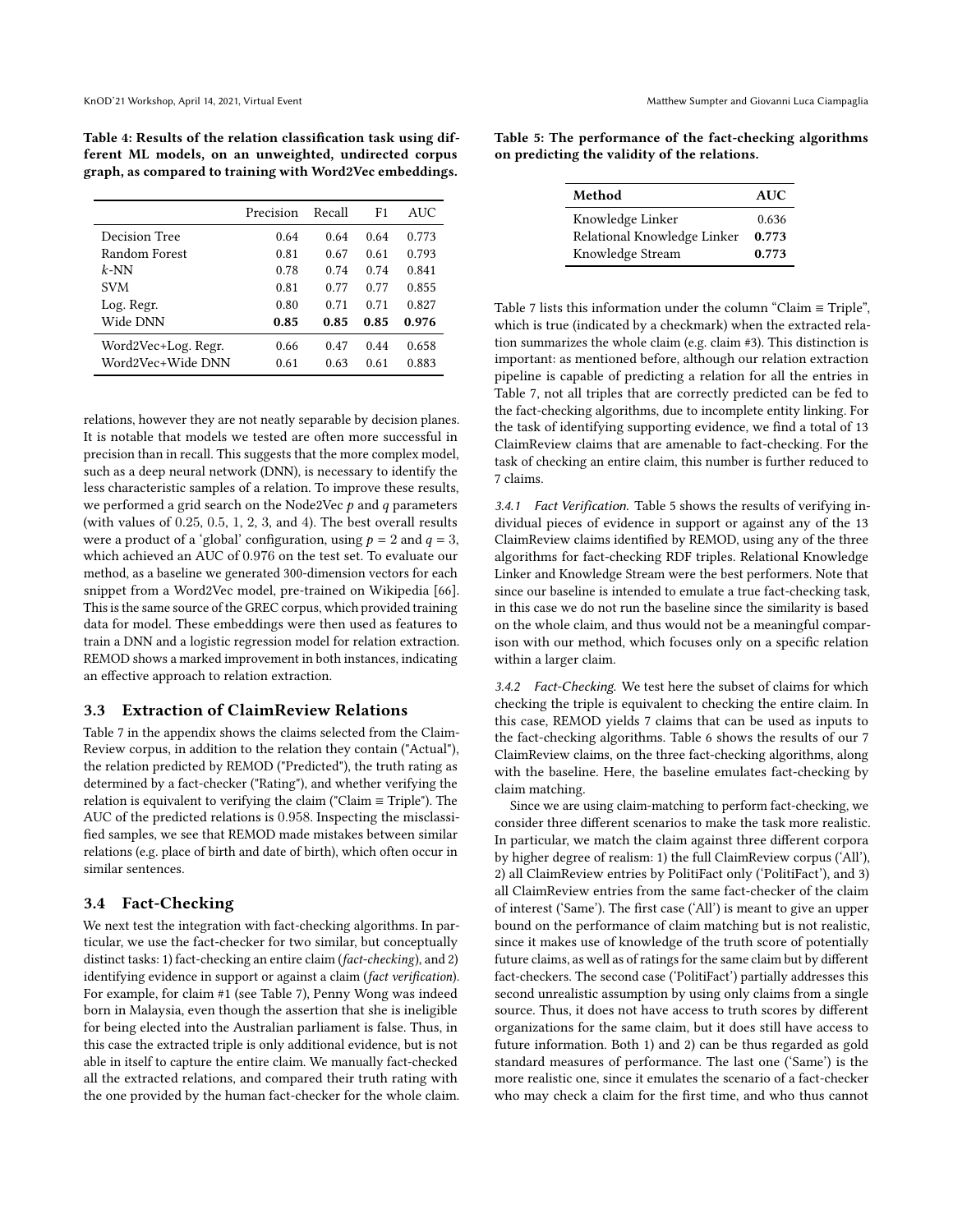Table 4: Results of the relation classification task using different ML models, on an unweighted, undirected corpus graph, as compared to training with Word2Vec embeddings.

| | Precision | Recall | F1 | AUC |
|---|---|---|---|---|
| Decision Tree | 0.64 | 0.64 | 0.64 | 0.773 |
| Random Forest | 0.81 | 0.67 | 0.61 | 0.793 |
| $k$-NN | 0.78 | 0.74 | 0.74 | 0.841 |
| SVM | 0.81 | 0.77 | 0.77 | 0.855 |
| Log. Regr. | 0.80 | 0.71 | 0.71 | 0.827 |
| Wide DNN | **0.85** | **0.85** | **0.85** | **0.976** |
| Word2Vec+Log. Regr. | 0.66 | 0.47 | 0.44 | 0.658 |
| Word2Vec+Wide DNN | 0.61 | 0.63 | 0.61 | 0.883 |

relations, however they are not neatly separable by decision planes. It is notable that models we tested are often more successful in precision than in recall. This suggests that the more complex model, such as a deep neural network (DNN), is necessary to identify the less characteristic samples of a relation. To improve these results, we performed a grid search on the Node2Vec $p$ and $q$ parameters (with values of 0.25, 0.5, 1, 2, 3, and 4). The best overall results were a product of a 'global' configuration, using $p = 2$ and $q = 3$, which achieved an AUC of 0.976 on the test set. To evaluate our method, as a baseline we generated 300-dimension vectors for each snippet from a Word2Vec model, pre-trained on Wikipedia [66]. This is the same source of the GREC corpus, which provided training data for model. These embeddings were then used as features to train a DNN and a logistic regression model for relation extraction. REMOD shows a marked improvement in both instances, indicating an effective approach to relation extraction.

### 3.3 Extraction of ClaimReview Relations

Table 7 in the appendix shows the claims selected from the ClaimReview corpus, in addition to the relation they contain ("Actual"), the relation predicted by REMOD ("Predicted"), the truth rating as determined by a fact-checker ("Rating"), and whether verifying the relation is equivalent to verifying the claim ("Claim ≡ Triple"). The AUC of the predicted relations is 0.958. Inspecting the misclassified samples, we see that REMOD made mistakes between similar relations (e.g. place of birth and date of birth), which often occur in similar sentences.

### 3.4 Fact-Checking

We next test the integration with fact-checking algorithms. In particular, we use the fact-checker for two similar, but conceptually distinct tasks: 1) fact-checking an entire claim (*fact-checking*), and 2) identifying evidence in support or against a claim (*fact verification*). For example, for claim #1 (see Table 7), Penny Wong was indeed born in Malaysia, even though the assertion that she is ineligible for being elected into the Australian parliament is false. Thus, in this case the extracted triple is only additional evidence, but is not able in itself to capture the entire claim. We manually fact-checked all the extracted relations, and compared their truth rating with the one provided by the human fact-checker for the whole claim.

Table 5: The performance of the fact-checking algorithms on predicting the validity of the relations.

| Method | AUC |
|---|---|
| Knowledge Linker | 0.636 |
| Relational Knowledge Linker | **0.773** |
| Knowledge Stream | **0.773** |

Table 7 lists this information under the column "Claim ≡ Triple", which is true (indicated by a checkmark) when the extracted relation summarizes the whole claim (e.g. claim #3). This distinction is important: as mentioned before, although our relation extraction pipeline is capable of predicting a relation for all the entries in Table 7, not all triples that are correctly predicted can be fed to the fact-checking algorithms, due to incomplete entity linking. For the task of identifying supporting evidence, we find a total of 13 ClaimReview claims that are amenable to fact-checking. For the task of checking an entire claim, this number is further reduced to 7 claims.

#### 3.4.1 Fact Verification.

Table 5 shows the results of verifying individual pieces of evidence in support or against any of the 13 ClaimReview claims identified by REMOD, using any of the three algorithms for fact-checking RDF triples. Relational Knowledge Linker and Knowledge Stream were the best performers. Note that since our baseline is intended to emulate a true fact-checking task, in this case we do not run the baseline since the similarity is based on the whole claim, and thus would not be a meaningful comparison with our method, which focuses only on a specific relation within a larger claim.

#### 3.4.2 Fact-Checking.

We test here the subset of claims for which checking the triple is equivalent to checking the entire claim. In this case, REMOD yields 7 claims that can be used as inputs to the fact-checking algorithms. Table 6 shows the results of our 7 ClaimReview claims, on the three fact-checking algorithms, along with the baseline. Here, the baseline emulates fact-checking by claim matching.

Since we are using claim-matching to perform fact-checking, we consider three different scenarios to make the task more realistic. In particular, we match the claim against three different corpora by higher degree of realism: 1) the full ClaimReview corpus ('All'), 2) all ClaimReview entries by PolitiFact only ('PolitiFact'), and 3) all ClaimReview entries from the same fact-checker of the claim of interest ('Same'). The first case ('All') is meant to give an upper bound on the performance of claim matching but is not realistic, since it makes use of knowledge of the truth score of potentially future claims, as well as of ratings for the same claim but by different fact-checkers. The second case ('PolitiFact') partially addresses this second unrealistic assumption by using only claims from a single source. Thus, it does not have access to truth scores by different organizations for the same claim, but it does still have access to future information. Both 1) and 2) can be thus regarded as gold standard measures of performance. The last one ('Same') is the more realistic one, since it emulates the scenario of a fact-checker who may check a claim for the first time, and who thus cannot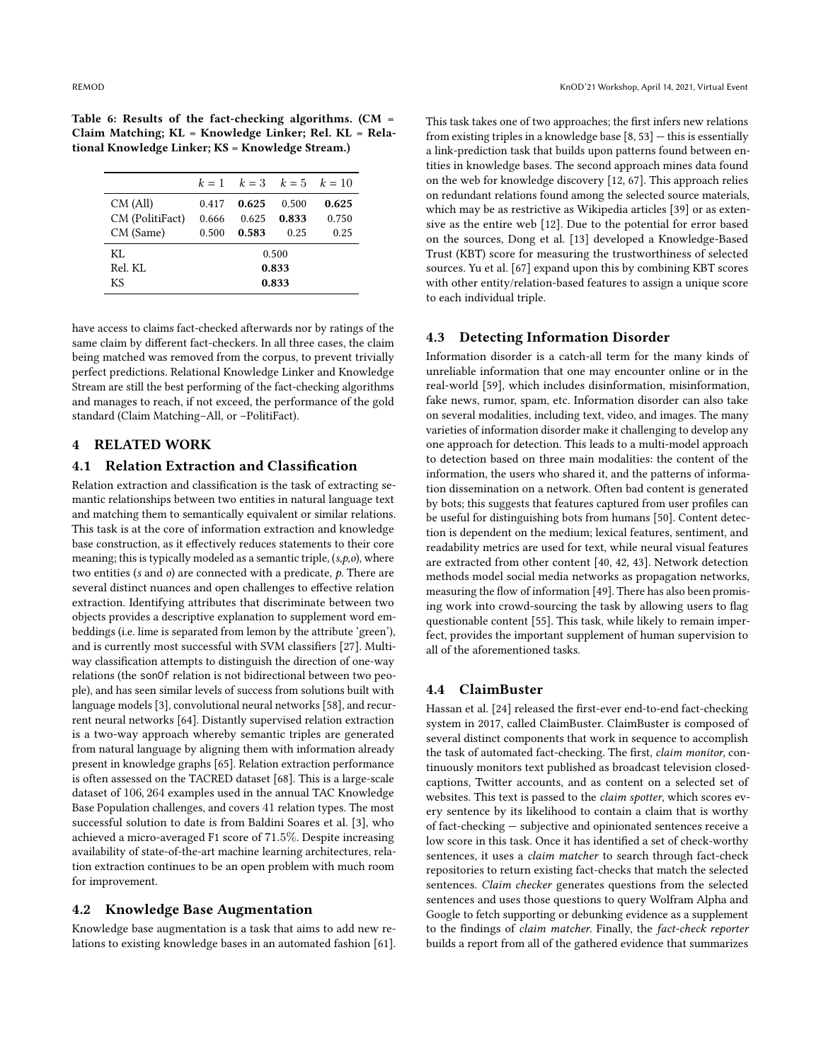Table 6: Results of the fact-checking algorithms. (CM = Claim Matching; KL = Knowledge Linker; Rel. KL = Relational Knowledge Linker; KS = Knowledge Stream.)

| | $k=1$ | $k=3$ | $k=5$ | $k=10$ |
|---|---|---|---|---|
| CM (All) | 0.417 | **0.625** | 0.500 | **0.625** |
| CM (PolitiFact) | 0.666 | 0.625 | **0.833** | 0.750 |
| CM (Same) | 0.500 | **0.583** | 0.25 | 0.25 |
| KL | 0.500 | | | |
| Rel. KL | **0.833** | | | |
| KS | **0.833** | | | |

have access to claims fact-checked afterwards nor by ratings of the same claim by different fact-checkers. In all three cases, the claim being matched was removed from the corpus, to prevent trivially perfect predictions. Relational Knowledge Linker and Knowledge Stream are still the best performing of the fact-checking algorithms and manages to reach, if not exceed, the performance of the gold standard (Claim Matching–All, or –PolitiFact).

## 4 RELATED WORK

### 4.1 Relation Extraction and Classification

Relation extraction and classification is the task of extracting semantic relationships between two entities in natural language text and matching them to semantically equivalent or similar relations. This task is at the core of information extraction and knowledge base construction, as it effectively reduces statements to their core meaning; this is typically modeled as a semantic triple, (*s*,*p*,*o*), where two entities (*s* and *o*) are connected with a predicate, *p*. There are several distinct nuances and open challenges to effective relation extraction. Identifying attributes that discriminate between two objects provides a descriptive explanation to supplement word embeddings (i.e. lime is separated from lemon by the attribute 'green'), and is currently most successful with SVM classifiers [27]. Multi-way classification attempts to distinguish the direction of one-way relations (the `sonOf` relation is not bidirectional between two people), and has seen similar levels of success from solutions built with language models [3], convolutional neural networks [58], and recurrent neural networks [64]. Distantly supervised relation extraction is a two-way approach whereby semantic triples are generated from natural language by aligning them with information already present in knowledge graphs [65]. Relation extraction performance is often assessed on the TACRED dataset [68]. This is a large-scale dataset of 106,264 examples used in the annual TAC Knowledge Base Population challenges, and covers 41 relation types. The most successful solution to date is from Baldini Soares et al. [3], who achieved a micro-averaged F1 score of 71.5%. Despite increasing availability of state-of-the-art machine learning architectures, relation extraction continues to be an open problem with much room for improvement.

### 4.2 Knowledge Base Augmentation

Knowledge base augmentation is a task that aims to add new relations to existing knowledge bases in an automated fashion [61]. This task takes one of two approaches; the first infers new relations from existing triples in a knowledge base [8, 53] — this is essentially a link-prediction task that builds upon patterns found between entities in knowledge bases. The second approach mines data found on the web for knowledge discovery [12, 67]. This approach relies on redundant relations found among the selected source materials, which may be as restrictive as Wikipedia articles [39] or as extensive as the entire web [12]. Due to the potential for error based on the sources, Dong et al. [13] developed a Knowledge-Based Trust (KBT) score for measuring the trustworthiness of selected sources. Yu et al. [67] expand upon this by combining KBT scores with other entity/relation-based features to assign a unique score to each individual triple.

### 4.3 Detecting Information Disorder

Information disorder is a catch-all term for the many kinds of unreliable information that one may encounter online or in the real-world [59], which includes disinformation, misinformation, fake news, rumor, spam, etc. Information disorder can also take on several modalities, including text, video, and images. The many varieties of information disorder make it challenging to develop any one approach for detection. This leads to a multi-model approach to detection based on three main modalities: the content of the information, the users who shared it, and the patterns of information dissemination on a network. Often bad content is generated by bots; this suggests that features captured from user profiles can be useful for distinguishing bots from humans [50]. Content detection is dependent on the medium; lexical features, sentiment, and readability metrics are used for text, while neural visual features are extracted from other content [40, 42, 43]. Network detection methods model social media networks as propagation networks, measuring the flow of information [49]. There has also been promising work into crowd-sourcing the task by allowing users to flag questionable content [55]. This task, while likely to remain imperfect, provides the important supplement of human supervision to all of the aforementioned tasks.

### 4.4 ClaimBuster

Hassan et al. [24] released the first-ever end-to-end fact-checking system in 2017, called ClaimBuster. ClaimBuster is composed of several distinct components that work in sequence to accomplish the task of automated fact-checking. The first, *claim monitor*, continuously monitors text published as broadcast television closed-captions, Twitter accounts, and as content on a selected set of websites. This text is passed to the *claim spotter*, which scores every sentence by its likelihood to contain a claim that is worthy of fact-checking — subjective and opinionated sentences receive a low score in this task. Once it has identified a set of check-worthy sentences, it uses a *claim matcher* to search through fact-check repositories to return existing fact-checks that match the selected sentences. *Claim checker* generates questions from the selected sentences and uses those questions to query Wolfram Alpha and Google to fetch supporting or debunking evidence as a supplement to the findings of *claim matcher*. Finally, the *fact-check reporter* builds a report from all of the gathered evidence that summarizes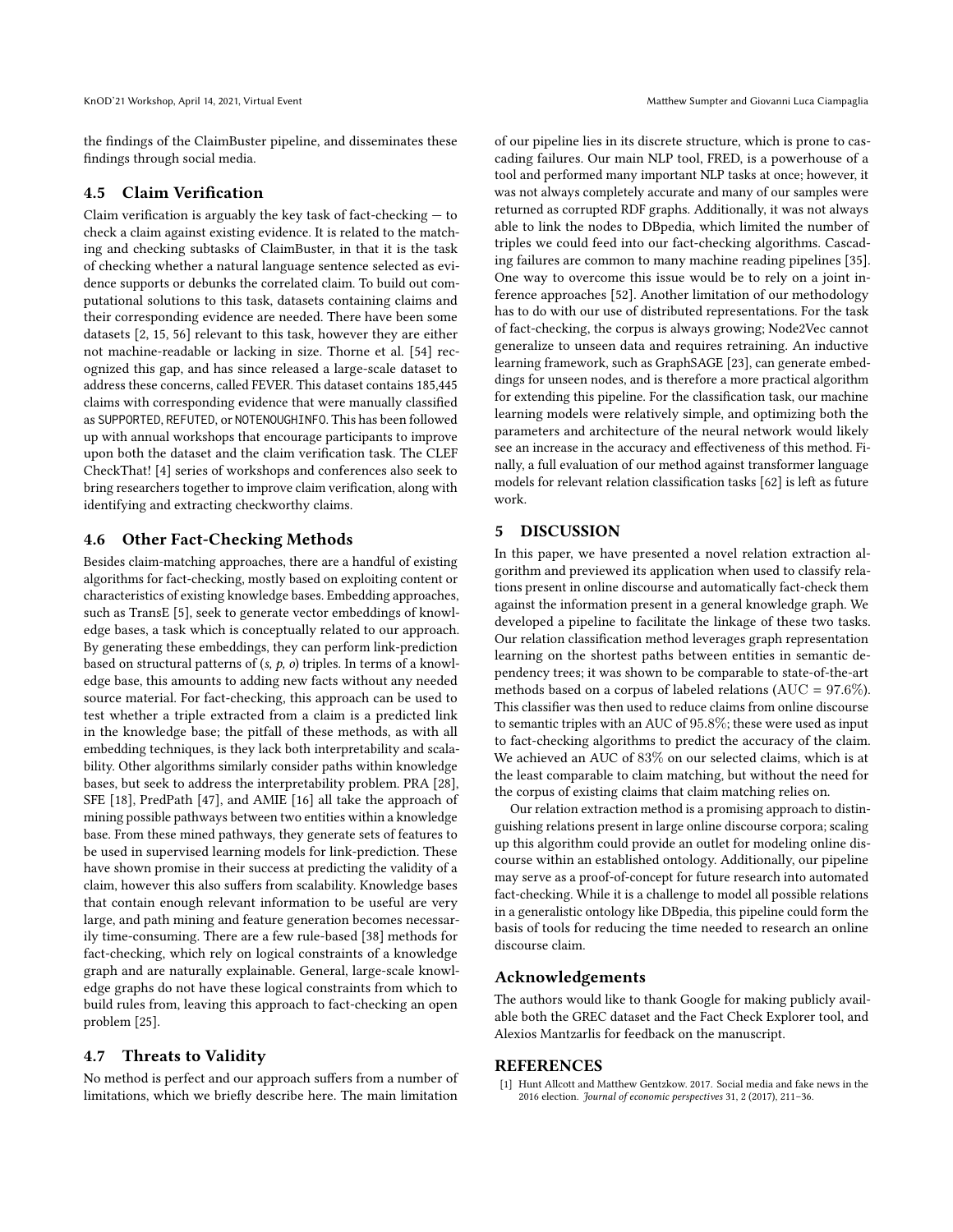the findings of the ClaimBuster pipeline, and disseminates these findings through social media.

### 4.5 Claim Verification

Claim verification is arguably the key task of fact-checking — to check a claim against existing evidence. It is related to the matching and checking subtasks of ClaimBuster, in that it is the task of checking whether a natural language sentence selected as evidence supports or debunks the correlated claim. To build out computational solutions to this task, datasets containing claims and their corresponding evidence are needed. There have been some datasets [2, 15, 56] relevant to this task, however they are either not machine-readable or lacking in size. Thorne et al. [54] recognized this gap, and has since released a large-scale dataset to address these concerns, called FEVER. This dataset contains 185,445 claims with corresponding evidence that were manually classified as `SUPPORTED`, `REFUTED`, or `NOTENOUGHINFO`. This has been followed up with annual workshops that encourage participants to improve upon both the dataset and the claim verification task. The CLEF CheckThat! [4] series of workshops and conferences also seek to bring researchers together to improve claim verification, along with identifying and extracting checkworthy claims.

### 4.6 Other Fact-Checking Methods

Besides claim-matching approaches, there are a handful of existing algorithms for fact-checking, mostly based on exploiting content or characteristics of existing knowledge bases. Embedding approaches, such as TransE [5], seek to generate vector embeddings of knowledge bases, a task which is conceptually related to our approach. By generating these embeddings, they can perform link-prediction based on structural patterns of ($s$, $p$, $o$) triples. In terms of a knowledge base, this amounts to adding new facts without any needed source material. For fact-checking, this approach can be used to test whether a triple extracted from a claim is a predicted link in the knowledge base; the pitfall of these methods, as with all embedding techniques, is they lack both interpretability and scalability. Other algorithms similarly consider paths within knowledge bases, but seek to address the interpretability problem. PRA [28], SFE [18], PredPath [47], and AMIE [16] all take the approach of mining possible pathways between two entities within a knowledge base. From these mined pathways, they generate sets of features to be used in supervised learning models for link-prediction. These have shown promise in their success at predicting the validity of a claim, however this also suffers from scalability. Knowledge bases that contain enough relevant information to be useful are very large, and path mining and feature generation becomes necessarily time-consuming. There are a few rule-based [38] methods for fact-checking, which rely on logical constraints of a knowledge graph and are naturally explainable. General, large-scale knowledge graphs do not have these logical constraints from which to build rules from, leaving this approach to fact-checking an open problem [25].

### 4.7 Threats to Validity

No method is perfect and our approach suffers from a number of limitations, which we briefly describe here. The main limitation of our pipeline lies in its discrete structure, which is prone to cascading failures. Our main NLP tool, FRED, is a powerhouse of a tool and performed many important NLP tasks at once; however, it was not always completely accurate and many of our samples were returned as corrupted RDF graphs. Additionally, it was not always able to link the nodes to DBpedia, which limited the number of triples we could feed into our fact-checking algorithms. Cascading failures are common to many machine reading pipelines [35]. One way to overcome this issue would be to rely on a joint inference approaches [52]. Another limitation of our methodology has to do with our use of distributed representations. For the task of fact-checking, the corpus is always growing; Node2Vec cannot generalize to unseen data and requires retraining. An inductive learning framework, such as GraphSAGE [23], can generate embeddings for unseen nodes, and is therefore a more practical algorithm for extending this pipeline. For the classification task, our machine learning models were relatively simple, and optimizing both the parameters and architecture of the neural network would likely see an increase in the accuracy and effectiveness of this method. Finally, a full evaluation of our method against transformer language models for relevant relation classification tasks [62] is left as future work.

## 5 DISCUSSION

In this paper, we have presented a novel relation extraction algorithm and previewed its application when used to classify relations present in online discourse and automatically fact-check them against the information present in a general knowledge graph. We developed a pipeline to facilitate the linkage of these two tasks. Our relation classification method leverages graph representation learning on the shortest paths between entities in semantic dependency trees; it was shown to be comparable to state-of-the-art methods based on a corpus of labeled relations (AUC = $97.6\%$). This classifier was then used to reduce claims from online discourse to semantic triples with an AUC of $95.8\%$; these were used as input to fact-checking algorithms to predict the accuracy of the claim. We achieved an AUC of $83\%$ on our selected claims, which is at the least comparable to claim matching, but without the need for the corpus of existing claims that claim matching relies on.

Our relation extraction method is a promising approach to distinguishing relations present in large online discourse corpora; scaling up this algorithm could provide an outlet for modeling online discourse within an established ontology. Additionally, our pipeline may serve as a proof-of-concept for future research into automated fact-checking. While it is a challenge to model all possible relations in a generalistic ontology like DBpedia, this pipeline could form the basis of tools for reducing the time needed to research an online discourse claim.

## Acknowledgements

The authors would like to thank Google for making publicly available both the GREC dataset and the Fact Check Explorer tool, and Alexios Mantzarlis for feedback on the manuscript.

## REFERENCES

[1] Hunt Allcott and Matthew Gentzkow. 2017. Social media and fake news in the 2016 election. *Journal of economic perspectives* 31, 2 (2017), 211–36.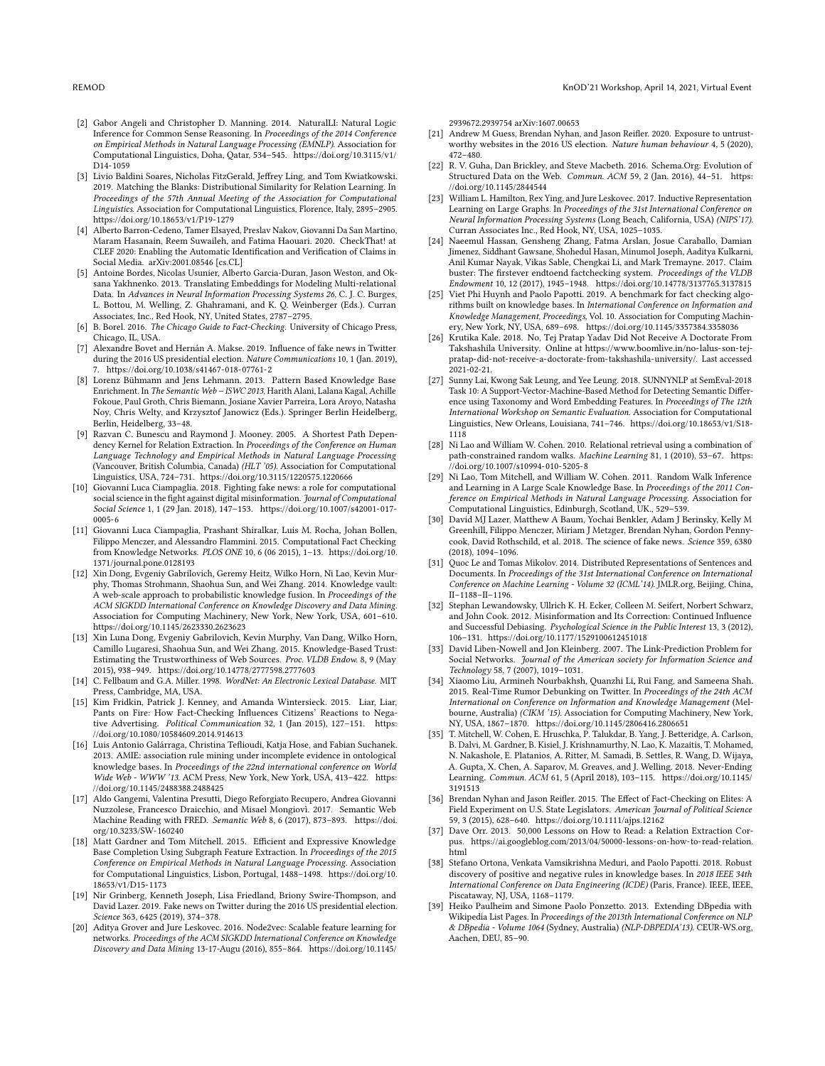- [2] Gabor Angeli and Christopher D. Manning. 2014. NaturalLI: Natural Logic Inference for Common Sense Reasoning. In *Proceedings of the 2014 Conference on Empirical Methods in Natural Language Processing (EMNLP)*. Association for Computational Linguistics, Doha, Qatar, 534–545. https://doi.org/10.3115/v1/D14-1059
- [3] Livio Baldini Soares, Nicholas FitzGerald, Jeffrey Ling, and Tom Kwiatkowski. 2019. Matching the Blanks: Distributional Similarity for Relation Learning. In *Proceedings of the 57th Annual Meeting of the Association for Computational Linguistics*. Association for Computational Linguistics, Florence, Italy, 2895–2905. https://doi.org/10.18653/v1/P19-1279
- [4] Alberto Barron-Cedeno, Tamer Elsayed, Preslav Nakov, Giovanni Da San Martino, Maram Hasanain, Reem Suwaileh, and Fatima Haouari. 2020. CheckThat! at CLEF 2020: Enabling the Automatic Identification and Verification of Claims in Social Media. arXiv:2001.08546 [cs.CL]
- [5] Antoine Bordes, Nicolas Usunier, Alberto Garcia-Duran, Jason Weston, and Oksana Yakhnenko. 2013. Translating Embeddings for Modeling Multi-relational Data. In *Advances in Neural Information Processing Systems 26*, C. J. C. Burges, L. Bottou, M. Welling, Z. Ghahramani, and K. Q. Weinberger (Eds.). Curran Associates, Inc., Red Hook, NY, United States, 2787–2795.
- [6] B. Borel. 2016. *The Chicago Guide to Fact-Checking*. University of Chicago Press, Chicago, IL, USA.
- [7] Alexandre Bovet and Hernán A. Makse. 2019. Influence of fake news in Twitter during the 2016 US presidential election. *Nature Communications* 10, 1 (Jan. 2019), 7. https://doi.org/10.1038/s41467-018-07761-2
- [8] Lorenz Bühmann and Jens Lehmann. 2013. Pattern Based Knowledge Base Enrichment. In *The Semantic Web – ISWC 2013*, Harith Alani, Lalana Kagal, Achille Fokoue, Paul Groth, Chris Biemann, Josiane Xavier Parreira, Lora Aroyo, Natasha Noy, Chris Welty, and Krzysztof Janowicz (Eds.). Springer Berlin Heidelberg, Berlin, Heidelberg, 33–48.
- [9] Razvan C. Bunescu and Raymond J. Mooney. 2005. A Shortest Path Dependency Kernel for Relation Extraction. In *Proceedings of the Conference on Human Language Technology and Empirical Methods in Natural Language Processing* (Vancouver, British Columbia, Canada) *(HLT '05)*. Association for Computational Linguistics, USA, 724–731. https://doi.org/10.3115/1220575.1220666
- [10] Giovanni Luca Ciampaglia. 2018. Fighting fake news: a role for computational social science in the fight against digital misinformation. *Journal of Computational Social Science* 1, 1 (29 Jan. 2018), 147–153. https://doi.org/10.1007/s42001-017-0005-6
- [11] Giovanni Luca Ciampaglia, Prashant Shiralkar, Luis M. Rocha, Johan Bollen, Filippo Menczer, and Alessandro Flammini. 2015. Computational Fact Checking from Knowledge Networks. *PLOS ONE* 10, 6 (06 2015), 1–13. https://doi.org/10.1371/journal.pone.0128193
- [12] Xin Dong, Evgeniy Gabrilovich, Geremy Heitz, Wilko Horn, Ni Lao, Kevin Murphy, Thomas Strohmann, Shaohua Sun, and Wei Zhang. 2014. Knowledge vault: A web-scale approach to probabilistic knowledge fusion. In *Proceedings of the ACM SIGKDD International Conference on Knowledge Discovery and Data Mining*. Association for Computing Machinery, New York, New York, USA, 601–610. https://doi.org/10.1145/2623330.2623623
- [13] Xin Luna Dong, Evgeniy Gabrilovich, Kevin Murphy, Van Dang, Wilko Horn, Camillo Lugaresi, Shaohua Sun, and Wei Zhang. 2015. Knowledge-Based Trust: Estimating the Trustworthiness of Web Sources. *Proc. VLDB Endow.* 8, 9 (May 2015), 938–949. https://doi.org/10.14778/2777598.2777603
- [14] C. Fellbaum and G.A. Miller. 1998. *WordNet: An Electronic Lexical Database*. MIT Press, Cambridge, MA, USA.
- [15] Kim Fridkin, Patrick J. Kenney, and Amanda Wintersieck. 2015. Liar, Liar, Pants on Fire: How Fact-Checking Influences Citizens' Reactions to Negative Advertising. *Political Communication* 32, 1 (Jan 2015), 127–151. https://doi.org/10.1080/10584609.2014.914613
- [16] Luis Antonio Galárraga, Christina Teflioudi, Katja Hose, and Fabian Suchanek. 2013. AMIE: association rule mining under incomplete evidence in ontological knowledge bases. In *Proceedings of the 22nd international conference on World Wide Web - WWW '13*. ACM Press, New York, New York, USA, 413–422. https://doi.org/10.1145/2488388.2488425
- [17] Aldo Gangemi, Valentina Presutti, Diego Reforgiato Recupero, Andrea Giovanni Nuzzolese, Francesco Draicchio, and Misael Mongiovì. 2017. Semantic Web Machine Reading with FRED. *Semantic Web* 8, 6 (2017), 873–893. https://doi.org/10.3233/SW-160240
- [18] Matt Gardner and Tom Mitchell. 2015. Efficient and Expressive Knowledge Base Completion Using Subgraph Feature Extraction. In *Proceedings of the 2015 Conference on Empirical Methods in Natural Language Processing*. Association for Computational Linguistics, Lisbon, Portugal, 1488–1498. https://doi.org/10.18653/v1/D15-1173
- [19] Nir Grinberg, Kenneth Joseph, Lisa Friedland, Briony Swire-Thompson, and David Lazer. 2019. Fake news on Twitter during the 2016 US presidential election. *Science* 363, 6425 (2019), 374–378.
- [20] Aditya Grover and Jure Leskovec. 2016. Node2vec: Scalable feature learning for networks. *Proceedings of the ACM SIGKDD International Conference on Knowledge Discovery and Data Mining* 13-17-Augu (2016), 855–864. https://doi.org/10.1145/2939672.2939754 arXiv:1607.00653
- [21] Andrew M Guess, Brendan Nyhan, and Jason Reifler. 2020. Exposure to untrustworthy websites in the 2016 US election. *Nature human behaviour* 4, 5 (2020), 472–480.
- [22] R. V. Guha, Dan Brickley, and Steve Macbeth. 2016. Schema.Org: Evolution of Structured Data on the Web. *Commun. ACM* 59, 2 (Jan. 2016), 44–51. https://doi.org/10.1145/2844544
- [23] William L. Hamilton, Rex Ying, and Jure Leskovec. 2017. Inductive Representation Learning on Large Graphs. In *Proceedings of the 31st International Conference on Neural Information Processing Systems* (Long Beach, California, USA) *(NIPS'17)*. Curran Associates Inc., Red Hook, NY, USA, 1025–1035.
- [24] Naeemul Hassan, Gensheng Zhang, Fatma Arslan, Josue Caraballo, Damian Jimenez, Siddhant Gawsane, Shohedul Hasan, Minumol Joseph, Aaditya Kulkarni, Anil Kumar Nayak, Vikas Sable, Chengkai Li, and Mark Tremayne. 2017. Claim buster: The firstever endtoend factchecking system. *Proceedings of the VLDB Endowment* 10, 12 (2017), 1945–1948. https://doi.org/10.14778/3137765.3137815
- [25] Viet Phi Huynh and Paolo Papotti. 2019. A benchmark for fact checking algorithms built on knowledge bases. In *International Conference on Information and Knowledge Management, Proceedings*, Vol. 10. Association for Computing Machinery, New York, NY, USA, 689–698. https://doi.org/10.1145/3357384.3358036
- [26] Krutika Kale. 2018. No, Tej Pratap Yadav Did Not Receive A Doctorate From Takshashila University. Online at https://www.boomlive.in/no-lalus-son-tej-pratap-did-not-receive-a-doctorate-from-takshashila-university/. Last accessed 2021-02-21.
- [27] Sunny Lai, Kwong Sak Leung, and Yee Leung. 2018. SUNNYNLP at SemEval-2018 Task 10: A Support-Vector-Machine-Based Method for Detecting Semantic Difference using Taxonomy and Word Embedding Features. In *Proceedings of The 12th International Workshop on Semantic Evaluation*. Association for Computational Linguistics, New Orleans, Louisiana, 741–746. https://doi.org/10.18653/v1/S18-1118
- [28] Ni Lao and William W. Cohen. 2010. Relational retrieval using a combination of path-constrained random walks. *Machine Learning* 81, 1 (2010), 53–67. https://doi.org/10.1007/s10994-010-5205-8
- [29] Ni Lao, Tom Mitchell, and William W. Cohen. 2011. Random Walk Inference and Learning in A Large Scale Knowledge Base. In *Proceedings of the 2011 Conference on Empirical Methods in Natural Language Processing*. Association for Computational Linguistics, Edinburgh, Scotland, UK., 529–539.
- [30] David MJ Lazer, Matthew A Baum, Yochai Benkler, Adam J Berinsky, Kelly M Greenhill, Filippo Menczer, Miriam J Metzger, Brendan Nyhan, Gordon Pennycook, David Rothschild, et al. 2018. The science of fake news. *Science* 359, 6380 (2018), 1094–1096.
- [31] Quoc Le and Tomas Mikolov. 2014. Distributed Representations of Sentences and Documents. In *Proceedings of the 31st International Conference on International Conference on Machine Learning - Volume 32 (ICML'14)*. JMLR.org, Beijing, China, II–1188–II–1196.
- [32] Stephan Lewandowsky, Ullrich K. H. Ecker, Colleen M. Seifert, Norbert Schwarz, and John Cook. 2012. Misinformation and Its Correction: Continued Influence and Successful Debiasing. *Psychological Science in the Public Interest* 13, 3 (2012), 106–131. https://doi.org/10.1177/1529100612451018
- [33] David Liben-Nowell and Jon Kleinberg. 2007. The Link-Prediction Problem for Social Networks. *Journal of the American society for Information Science and Technology* 58, 7 (2007), 1019–1031.
- [34] Xiaomo Liu, Armineh Nourbakhsh, Quanzhi Li, Rui Fang, and Sameena Shah. 2015. Real-Time Rumor Debunking on Twitter. In *Proceedings of the 24th ACM International on Conference on Information and Knowledge Management* (Melbourne, Australia) *(CIKM '15)*. Association for Computing Machinery, New York, NY, USA, 1867–1870. https://doi.org/10.1145/2806416.2806651
- [35] T. Mitchell, W. Cohen, E. Hruschka, P. Talukdar, B. Yang, J. Betteridge, A. Carlson, B. Dalvi, M. Gardner, B. Kisiel, J. Krishnamurthy, N. Lao, K. Mazaitis, T. Mohamed, N. Nakashole, E. Platanios, A. Ritter, M. Samadi, B. Settles, R. Wang, D. Wijaya, A. Gupta, X. Chen, A. Saparov, M. Greaves, and J. Welling. 2018. Never-Ending Learning. *Commun. ACM* 61, 5 (April 2018), 103–115. https://doi.org/10.1145/3191513
- [36] Brendan Nyhan and Jason Reifler. 2015. The Effect of Fact-Checking on Elites: A Field Experiment on U.S. State Legislators. *American Journal of Political Science* 59, 3 (2015), 628–640. https://doi.org/10.1111/ajps.12162
- [37] Dave Orr. 2013. 50,000 Lessons on How to Read: a Relation Extraction Corpus. https://ai.googleblog.com/2013/04/50000-lessons-on-how-to-read-relation.html
- [38] Stefano Ortona, Venkata Vamsikrishna Meduri, and Paolo Papotti. 2018. Robust discovery of positive and negative rules in knowledge bases. In *2018 IEEE 34th International Conference on Data Engineering (ICDE)* (Paris, France). IEEE, IEEE, Piscataway, NJ, USA, 1168–1179.
- [39] Heiko Paulheim and Simone Paolo Ponzetto. 2013. Extending DBpedia with Wikipedia List Pages. In *Proceedings of the 2013th International Conference on NLP & DBpedia - Volume 1064* (Sydney, Australia) *(NLP-DBPEDIA'13)*. CEUR-WS.org, Aachen, DEU, 85–90.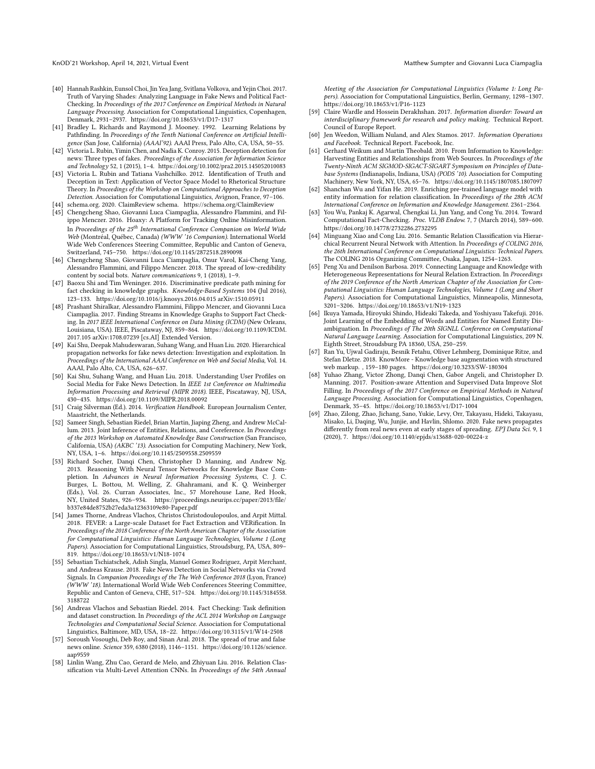- [40] Hannah Rashkin, Eunsol Choi, Jin Yea Jang, Svitlana Volkova, and Yejin Choi. 2017. Truth of Varying Shades: Analyzing Language in Fake News and Political Fact-Checking. In *Proceedings of the 2017 Conference on Empirical Methods in Natural Language Processing*. Association for Computational Linguistics, Copenhagen, Denmark, 2931–2937. https://doi.org/10.18653/v1/D17-1317
- [41] Bradley L. Richards and Raymond J. Mooney. 1992. Learning Relations by Pathfinding. In *Proceedings of the Tenth National Conference on Artificial Intelligence* (San Jose, California) *(AAAI'92)*. AAAI Press, Palo Alto, CA, USA, 50–55.
- [42] Victoria L. Rubin, Yimin Chen, and Nadia K. Conroy. 2015. Deception detection for news: Three types of fakes. *Proceedings of the Association for Information Science and Technology* 52, 1 (2015), 1–4. https://doi.org/10.1002/pra2.2015.145052010083
- [43] Victoria L. Rubin and Tatiana Vashchilko. 2012. Identification of Truth and Deception in Text: Application of Vector Space Model to Rhetorical Structure Theory. In *Proceedings of the Workshop on Computational Approaches to Deception Detection*. Association for Computational Linguistics, Avignon, France, 97–106.
- [44] schema.org. 2020. ClaimReview schema. https://schema.org/ClaimReview
- [45] Chengcheng Shao, Giovanni Luca Ciampaglia, Alessandro Flammini, and Filippo Menczer. 2016. Hoaxy: A Platform for Tracking Online Misinformation. In *Proceedings of the 25th International Conference Companion on World Wide Web* (Montréal, Québec, Canada) *(WWW '16 Companion)*. International World Wide Web Conferences Steering Committee, Republic and Canton of Geneva, Switzerland, 745–750. https://doi.org/10.1145/2872518.2890098
- [46] Chengcheng Shao, Giovanni Luca Ciampaglia, Onur Varol, Kai-Cheng Yang, Alessandro Flammini, and Filippo Menczer. 2018. The spread of low-credibility content by social bots. *Nature communications* 9, 1 (2018), 1–9.
- [47] Baoxu Shi and Tim Weninger. 2016. Discriminative predicate path mining for fact checking in knowledge graphs. *Knowledge-Based Systems* 104 (Jul 2016), 123–133. https://doi.org/10.1016/j.knosys.2016.04.015 arXiv:1510.05911
- [48] Prashant Shiralkar, Alessandro Flammini, Filippo Menczer, and Giovanni Luca Ciampaglia. 2017. Finding Streams in Knowledge Graphs to Support Fact Checking. In *2017 IEEE International Conference on Data Mining (ICDM)* (New Orleans, Louisiana, USA). IEEE, Piscataway, NJ, 859–864. https://doi.org/10.1109/ICDM.2017.105 arXiv:1708.07239 [cs.AI] Extended Version.
- [49] Kai Shu, Deepak Mahudeswaran, Suhang Wang, and Huan Liu. 2020. Hierarchical propagation networks for fake news detection: Investigation and exploitation. In *Proceedings of the International AAAI Conference on Web and Social Media*, Vol. 14. AAAI, Palo Alto, CA, USA, 626–637.
- [50] Kai Shu, Suhang Wang, and Huan Liu. 2018. Understanding User Profiles on Social Media for Fake News Detection. In *IEEE 1st Conference on Multimedia Information Processing and Retrieval (MIPR 2018)*. IEEE, Piscataway, NJ, USA, 430–435. https://doi.org/10.1109/MIPR.2018.00092
- [51] Craig Silverman (Ed.). 2014. *Verification Handbook*. European Journalism Center, Maastricht, the Netherlands.
- [52] Sameer Singh, Sebastian Riedel, Brian Martin, Jiaping Zheng, and Andrew McCallum. 2013. Joint Inference of Entities, Relations, and Coreference. In *Proceedings of the 2013 Workshop on Automated Knowledge Base Construction* (San Francisco, California, USA) *(AKBC '13)*. Association for Computing Machinery, New York, NY, USA, 1–6. https://doi.org/10.1145/2509558.2509559
- [53] Richard Socher, Danqi Chen, Christopher D Manning, and Andrew Ng. 2013. Reasoning With Neural Tensor Networks for Knowledge Base Completion. In *Advances in Neural Information Processing Systems*, C. J. C. Burges, L. Bottou, M. Welling, Z. Ghahramani, and K. Q. Weinberger (Eds.), Vol. 26. Curran Associates, Inc., 57 Morehouse Lane, Red Hook, NY, United States, 926–934. https://proceedings.neurips.cc/paper/2013/file/b337e84de8752b27eda3a12363109e80-Paper.pdf
- [54] James Thorne, Andreas Vlachos, Christos Christodoulopoulos, and Arpit Mittal. 2018. FEVER: a Large-scale Dataset for Fact Extraction and VERification. In *Proceedings of the 2018 Conference of the North American Chapter of the Association for Computational Linguistics: Human Language Technologies, Volume 1 (Long Papers)*. Association for Computational Linguistics, Stroudsburg, PA, USA, 809–819. https://doi.org/10.18653/v1/N18-1074
- [55] Sebastian Tschiatschek, Adish Singla, Manuel Gomez Rodriguez, Arpit Merchant, and Andreas Krause. 2018. Fake News Detection in Social Networks via Crowd Signals. In *Companion Proceedings of the The Web Conference 2018* (Lyon, France) *(WWW '18)*. International World Wide Web Conferences Steering Committee, Republic and Canton of Geneva, CHE, 517–524. https://doi.org/10.1145/3184558.3188722
- [56] Andreas Vlachos and Sebastian Riedel. 2014. Fact Checking: Task definition and dataset construction. In *Proceedings of the ACL 2014 Workshop on Language Technologies and Computational Social Science*. Association for Computational Linguistics, Baltimore, MD, USA, 18–22. https://doi.org/10.3115/v1/W14-2508
- [57] Soroush Vosoughi, Deb Roy, and Sinan Aral. 2018. The spread of true and false news online. *Science* 359, 6380 (2018), 1146–1151. https://doi.org/10.1126/science.aap9559
- [58] Linlin Wang, Zhu Cao, Gerard de Melo, and Zhiyuan Liu. 2016. Relation Classification via Multi-Level Attention CNNs. In *Proceedings of the 54th Annual Meeting of the Association for Computational Linguistics (Volume 1: Long Papers)*. Association for Computational Linguistics, Berlin, Germany, 1298–1307. https://doi.org/10.18653/v1/P16-1123
- [59] Claire Wardle and Hossein Derakhshan. 2017. *Information disorder: Toward an interdisciplinary framework for research and policy making*. Technical Report. Council of Europe Report.
- [60] Jen Weedon, William Nuland, and Alex Stamos. 2017. *Information Operations and Facebook*. Technical Report. Facebook, Inc.
- [61] Gerhard Weikum and Martin Theobald. 2010. From Information to Knowledge: Harvesting Entities and Relationships from Web Sources. In *Proceedings of the Twenty-Ninth ACM SIGMOD-SIGACT-SIGART Symposium on Principles of Database Systems* (Indianapolis, Indiana, USA) *(PODS '10)*. Association for Computing Machinery, New York, NY, USA, 65–76. https://doi.org/10.1145/1807085.1807097
- [62] Shanchan Wu and Yifan He. 2019. Enriching pre-trained language model with entity information for relation classification. In *Proceedings of the 28th ACM International Conference on Information and Knowledge Management*. 2361–2364.
- [63] You Wu, Pankaj K. Agarwal, Chengkai Li, Jun Yang, and Cong Yu. 2014. Toward Computational Fact-Checking. *Proc. VLDB Endow.* 7, 7 (March 2014), 589–600. https://doi.org/10.14778/2732286.2732295
- [64] Minguang Xiao and Cong Liu. 2016. Semantic Relation Classification via Hierarchical Recurrent Neural Network with Attention. In *Proceedings of COLING 2016, the 26th International Conference on Computational Linguistics: Technical Papers*. The COLING 2016 Organizing Committee, Osaka, Japan, 1254–1263.
- [65] Peng Xu and Denilson Barbosa. 2019. Connecting Language and Knowledge with Heterogeneous Representations for Neural Relation Extraction. In *Proceedings of the 2019 Conference of the North American Chapter of the Association for Computational Linguistics: Human Language Technologies, Volume 1 (Long and Short Papers)*. Association for Computational Linguistics, Minneapolis, Minnesota, 3201–3206. https://doi.org/10.18653/v1/N19-1323
- [66] Ikuya Yamada, Hiroyuki Shindo, Hideaki Takeda, and Yoshiyasu Takefuji. 2016. Joint Learning of the Embedding of Words and Entities for Named Entity Disambiguation. In *Proceedings of The 20th SIGNLL Conference on Computational Natural Language Learning*. Association for Computational Linguistics, 209 N. Eighth Street, Stroudsburg PA 18360, USA, 250–259.
- [67] Ran Yu, Ujwal Gadiraju, Besnik Fetahu, Oliver Lehmberg, Dominique Ritze, and Stefan DIetze. 2018. KnowMore - Knowledge base augmentation with structured web markup. , 159–180 pages. https://doi.org/10.3233/SW-180304
- [68] Yuhao Zhang, Victor Zhong, Danqi Chen, Gabor Angeli, and Christopher D. Manning. 2017. Position-aware Attention and Supervised Data Improve Slot Filling. In *Proceedings of the 2017 Conference on Empirical Methods in Natural Language Processing*. Association for Computational Linguistics, Copenhagen, Denmark, 35–45. https://doi.org/10.18653/v1/D17-1004
- [69] Zhao, Zilong, Zhao, Jichang, Sano, Yukie, Levy, Orr, Takayasu, Hideki, Takayasu, Misako, Li, Daqing, Wu, Junjie, and Havlin, Shlomo. 2020. Fake news propagates differently from real news even at early stages of spreading. *EPJ Data Sci.* 9, 1 (2020), 7. https://doi.org/10.1140/epjds/s13688-020-00224-z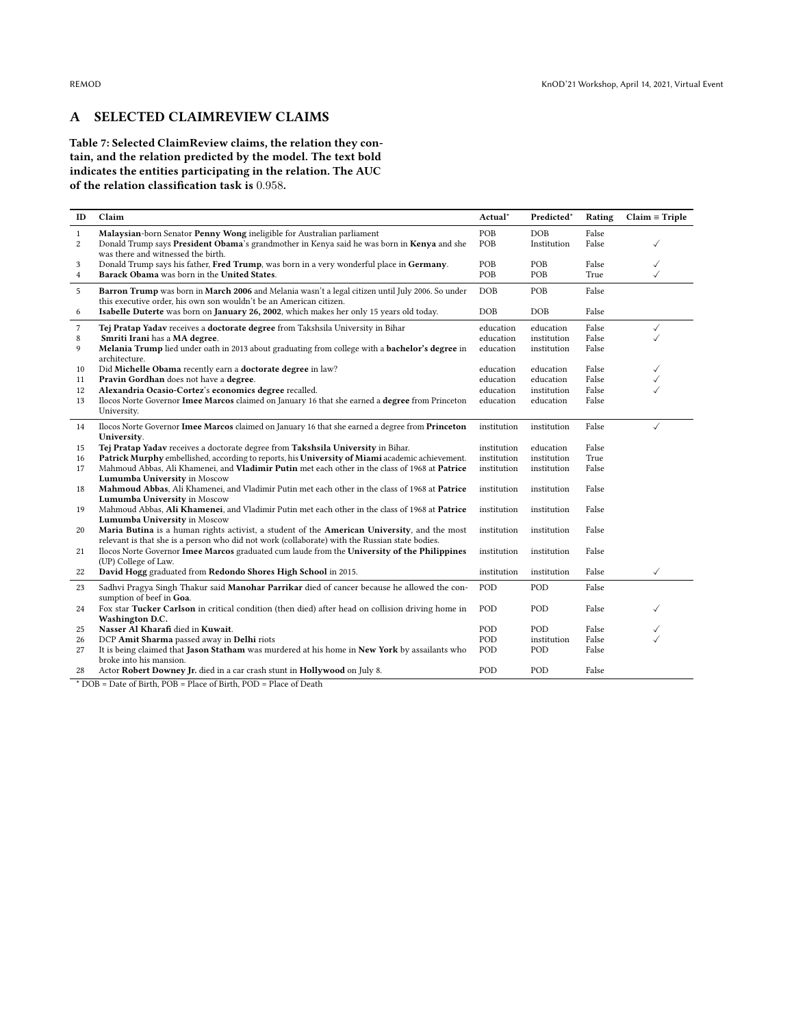## A SELECTED CLAIMREVIEW CLAIMS

**Table 7: Selected ClaimReview claims, the relation they contain, and the relation predicted by the model. The text bold indicates the entities participating in the relation. The AUC of the relation classification task is 0.958.**

| ID | Claim | Actual* | Predicted* | Rating | Claim ≡ Triple |
|---|---|---|---|---|---|
| 1 | **Malaysian**-born Senator **Penny Wong** ineligible for Australian parliament | POB | DOB | False | |
| 2 | Donald Trump says **President Obama**'s grandmother in Kenya said he was born in **Kenya** and she was there and witnessed the birth. | POB | Institution | False | ✓ |
| 3 | Donald Trump says his father, **Fred Trump**, was born in a very wonderful place in **Germany**. | POB | POB | False | ✓ |
| 4 | **Barack Obama** was born in the **United States**. | POB | POB | True | ✓ |
| 5 | **Barron Trump** was born in **March 2006** and Melania wasn't a legal citizen until July 2006. So under this executive order, his own son wouldn't be an American citizen. | DOB | POB | False | |
| 6 | **Isabelle Duterte** was born on **January 26, 2002**, which makes her only 15 years old today. | DOB | DOB | False | |
| 7 | **Tej Pratap Yadav** receives a **doctorate degree** from Takshsila University in Bihar | education | education | False | ✓ |
| 8 | **Smriti Irani** has a **MA degree**. | education | institution | False | ✓ |
| 9 | **Melania Trump** lied under oath in 2013 about graduating from college with a **bachelor's degree** in architecture. | education | institution | False | |
| 10 | Did **Michelle Obama** recently earn a **doctorate degree** in law? | education | education | False | ✓ |
| 11 | **Pravin Gordhan** does not have a **degree**. | education | education | False | ✓ |
| 12 | **Alexandria Ocasio-Cortez**'s **economics degree** recalled. | education | institution | False | ✓ |
| 13 | Ilocos Norte Governor **Imee Marcos** claimed on January 16 that she earned a **degree** from Princeton University. | education | education | False | |
| 14 | Ilocos Norte Governor **Imee Marcos** claimed on January 16 that she earned a degree from **Princeton University**. | institution | institution | False | ✓ |
| 15 | **Tej Pratap Yadav** receives a doctorate degree from **Takshsila University** in Bihar. | institution | education | False | |
| 16 | **Patrick Murphy** embellished, according to reports, his **University of Miami** academic achievement. | institution | institution | True | |
| 17 | Mahmoud Abbas, Ali Khamenei, and **Vladimir Putin** met each other in the class of 1968 at **Patrice Lumumba University** in Moscow | institution | institution | False | |
| 18 | **Mahmoud Abbas**, Ali Khamenei, and Vladimir Putin met each other in the class of 1968 at **Patrice Lumumba University** in Moscow | institution | institution | False | |
| 19 | Mahmoud Abbas, **Ali Khamenei**, and Vladimir Putin met each other in the class of 1968 at **Patrice Lumumba University** in Moscow | institution | institution | False | |
| 20 | **Maria Butina** is a human rights activist, a student of the **American University**, and the most relevant is that she is a person who did not work (collaborate) with the Russian state bodies. | institution | institution | False | |
| 21 | Ilocos Norte Governor **Imee Marcos** graduated cum laude from the **University of the Philippines** (UP) College of Law. | institution | institution | False | |
| 22 | **David Hogg** graduated from **Redondo Shores High School** in 2015. | institution | institution | False | ✓ |
| 23 | Sadhvi Pragya Singh Thakur said **Manohar Parrikar** died of cancer because he allowed the consumption of beef in **Goa**. | POD | POD | False | |
| 24 | Fox star **Tucker Carlson** in critical condition (then died) after head on collision driving home in **Washington D.C.** | POD | POD | False | ✓ |
| 25 | **Nasser Al Kharafi** died in **Kuwait**. | POD | POD | False | ✓ |
| 26 | DCP **Amit Sharma** passed away in **Delhi** riots | POD | institution | False | ✓ |
| 27 | It is being claimed that **Jason Statham** was murdered at his home in **New York** by assailants who broke into his mansion. | POD | POD | False | |
| 28 | Actor **Robert Downey Jr.** died in a car crash stunt in **Hollywood** on July 8. | POD | POD | False | |

* DOB = Date of Birth, POB = Place of Birth, POD = Place of Death